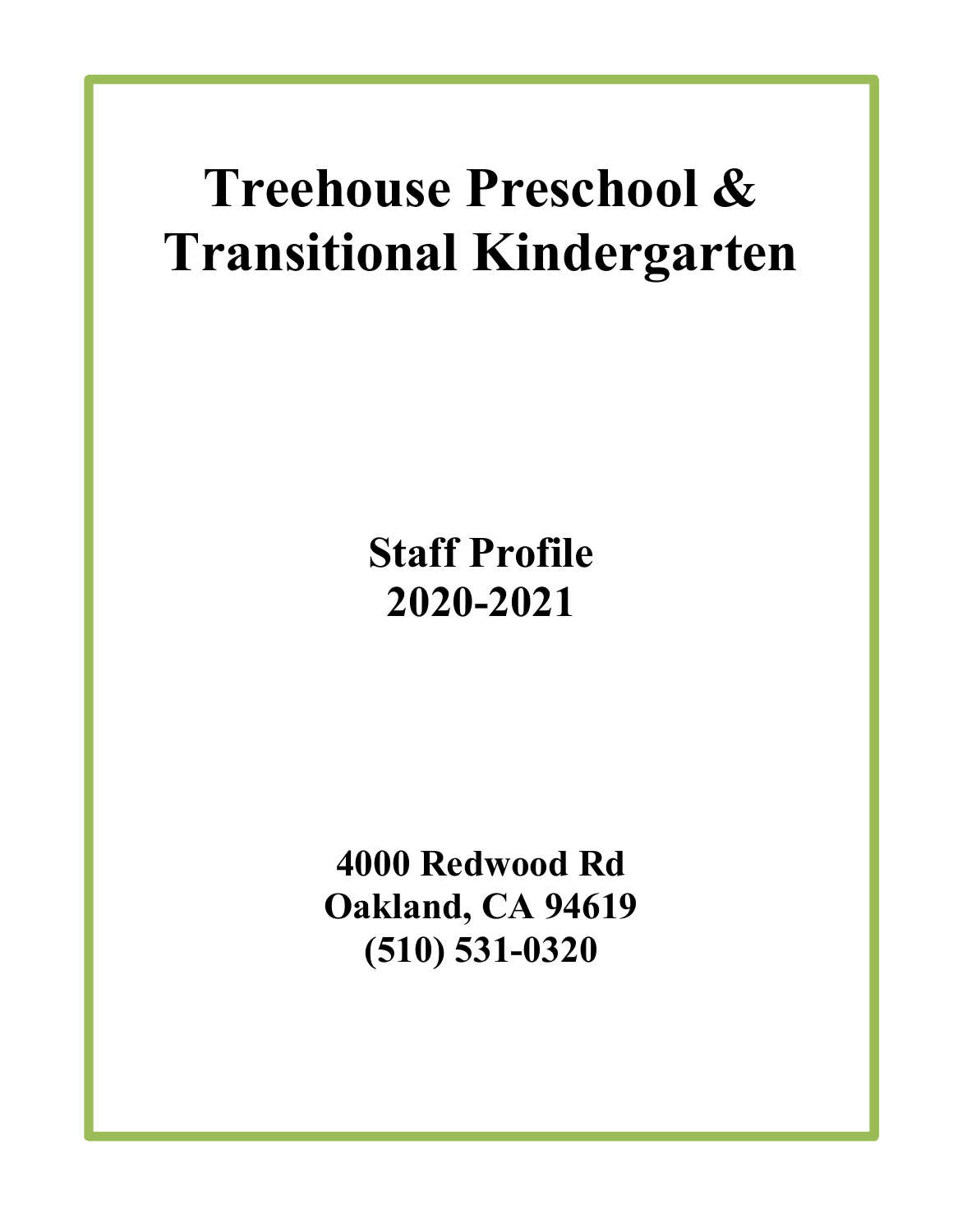# Treehouse Preschool & Transitional Kindergarten

## Staff Profile
## 2020-2021

**4000 Redwood Rd**
**Oakland, CA 94619**
**(510) 531-0320**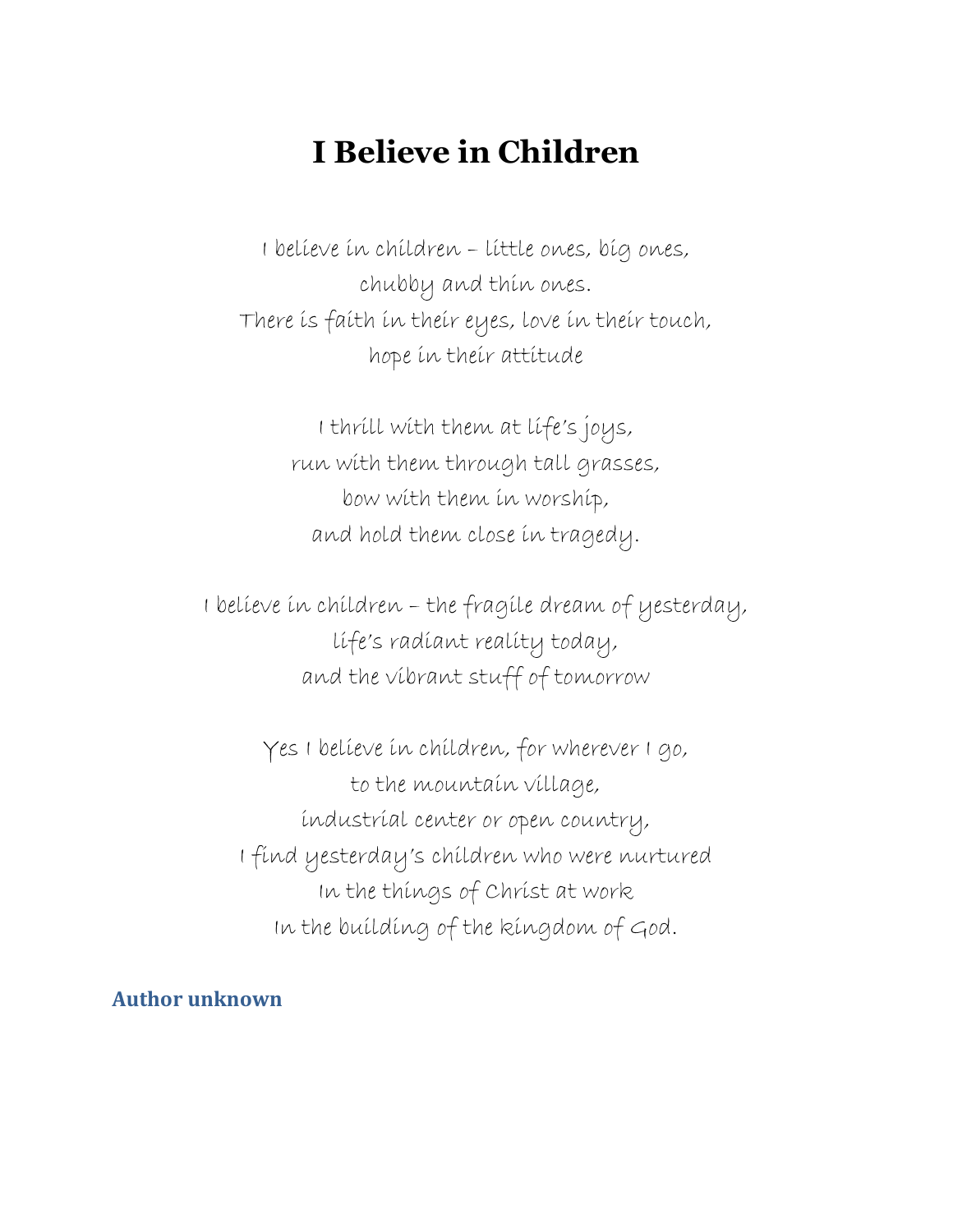# I Believe in Children

I believe in children – little ones, big ones,
chubby and thin ones.
There is faith in their eyes, love in their touch,
hope in their attitude

I thrill with them at life's joys,
run with them through tall grasses,
bow with them in worship,
and hold them close in tragedy.

I believe in children – the fragile dream of yesterday,
life's radiant reality today,
and the vibrant stuff of tomorrow

Yes I believe in children, for wherever I go,
to the mountain village,
industrial center or open country,
I find yesterday's children who were nurtured
In the things of Christ at work
In the building of the kingdom of God.

**Author unknown**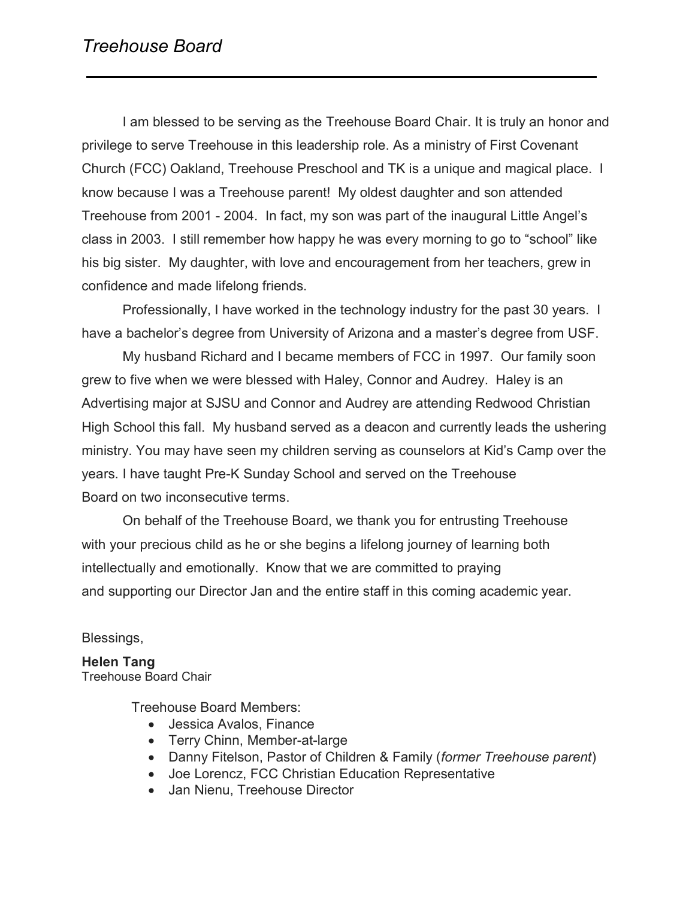# *Treehouse Board*

I am blessed to be serving as the Treehouse Board Chair. It is truly an honor and privilege to serve Treehouse in this leadership role. As a ministry of First Covenant Church (FCC) Oakland, Treehouse Preschool and TK is a unique and magical place. I know because I was a Treehouse parent! My oldest daughter and son attended Treehouse from 2001 - 2004. In fact, my son was part of the inaugural Little Angel's class in 2003. I still remember how happy he was every morning to go to "school" like his big sister. My daughter, with love and encouragement from her teachers, grew in confidence and made lifelong friends.

Professionally, I have worked in the technology industry for the past 30 years. I have a bachelor's degree from University of Arizona and a master's degree from USF.

My husband Richard and I became members of FCC in 1997. Our family soon grew to five when we were blessed with Haley, Connor and Audrey. Haley is an Advertising major at SJSU and Connor and Audrey are attending Redwood Christian High School this fall. My husband served as a deacon and currently leads the ushering ministry. You may have seen my children serving as counselors at Kid's Camp over the years. I have taught Pre-K Sunday School and served on the Treehouse Board on two inconsecutive terms.

On behalf of the Treehouse Board, we thank you for entrusting Treehouse with your precious child as he or she begins a lifelong journey of learning both intellectually and emotionally. Know that we are committed to praying and supporting our Director Jan and the entire staff in this coming academic year.

Blessings,

**Helen Tang**
Treehouse Board Chair

Treehouse Board Members:

- Jessica Avalos, Finance
- Terry Chinn, Member-at-large
- Danny Fitelson, Pastor of Children & Family (*former Treehouse parent*)
- Joe Lorencz, FCC Christian Education Representative
- Jan Nienu, Treehouse Director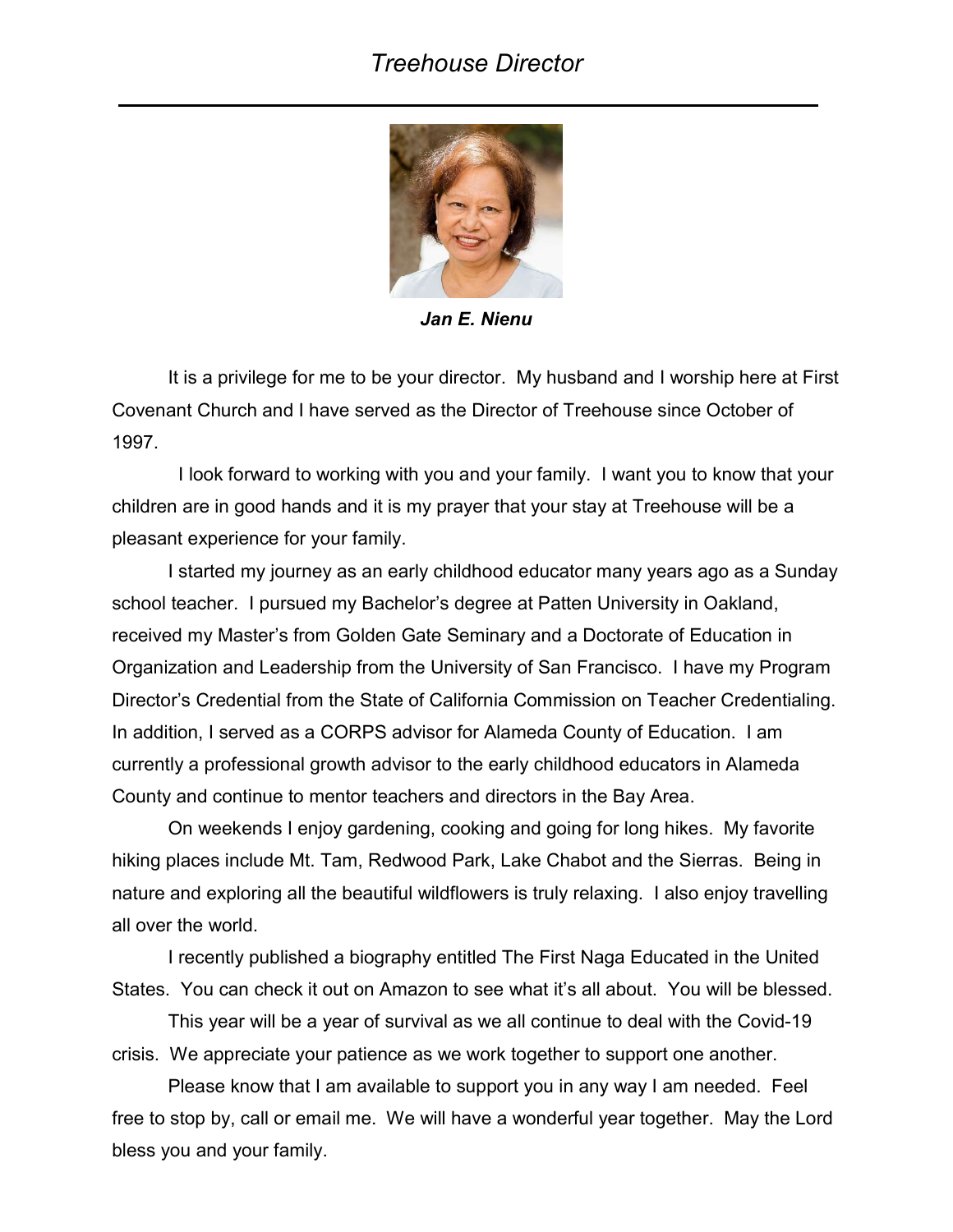# *Treehouse Director*

***Jan E. Nienu***

It is a privilege for me to be your director. My husband and I worship here at First Covenant Church and I have served as the Director of Treehouse since October of 1997.

I look forward to working with you and your family. I want you to know that your children are in good hands and it is my prayer that your stay at Treehouse will be a pleasant experience for your family.

I started my journey as an early childhood educator many years ago as a Sunday school teacher. I pursued my Bachelor's degree at Patten University in Oakland, received my Master's from Golden Gate Seminary and a Doctorate of Education in Organization and Leadership from the University of San Francisco. I have my Program Director's Credential from the State of California Commission on Teacher Credentialing. In addition, I served as a CORPS advisor for Alameda County of Education. I am currently a professional growth advisor to the early childhood educators in Alameda County and continue to mentor teachers and directors in the Bay Area.

On weekends I enjoy gardening, cooking and going for long hikes. My favorite hiking places include Mt. Tam, Redwood Park, Lake Chabot and the Sierras. Being in nature and exploring all the beautiful wildflowers is truly relaxing. I also enjoy travelling all over the world.

I recently published a biography entitled The First Naga Educated in the United States. You can check it out on Amazon to see what it's all about. You will be blessed.

This year will be a year of survival as we all continue to deal with the Covid-19 crisis. We appreciate your patience as we work together to support one another.

Please know that I am available to support you in any way I am needed. Feel free to stop by, call or email me. We will have a wonderful year together. May the Lord bless you and your family.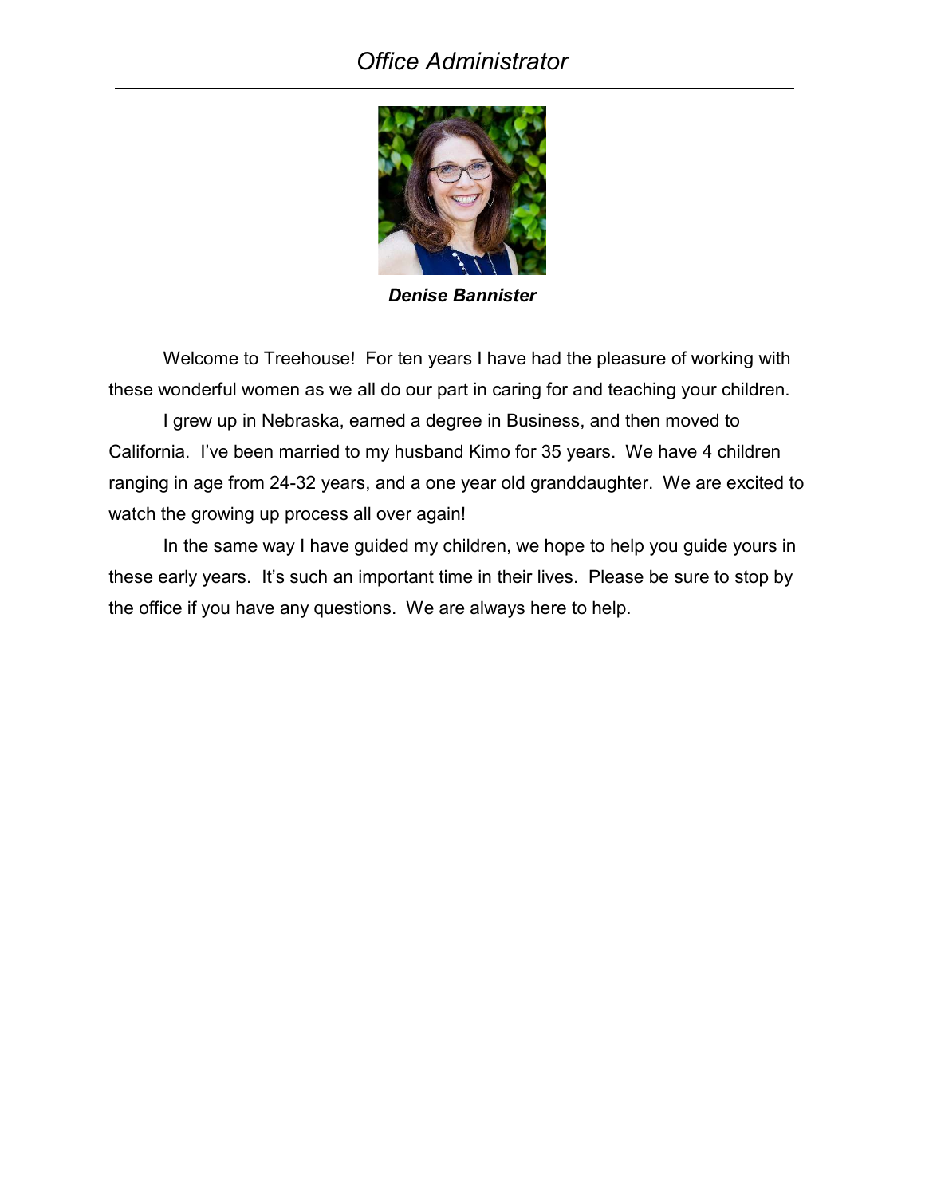# *Office Administrator*

***Denise Bannister***

Welcome to Treehouse! For ten years I have had the pleasure of working with these wonderful women as we all do our part in caring for and teaching your children.

I grew up in Nebraska, earned a degree in Business, and then moved to California. I've been married to my husband Kimo for 35 years. We have 4 children ranging in age from 24-32 years, and a one year old granddaughter. We are excited to watch the growing up process all over again!

In the same way I have guided my children, we hope to help you guide yours in these early years. It's such an important time in their lives. Please be sure to stop by the office if you have any questions. We are always here to help.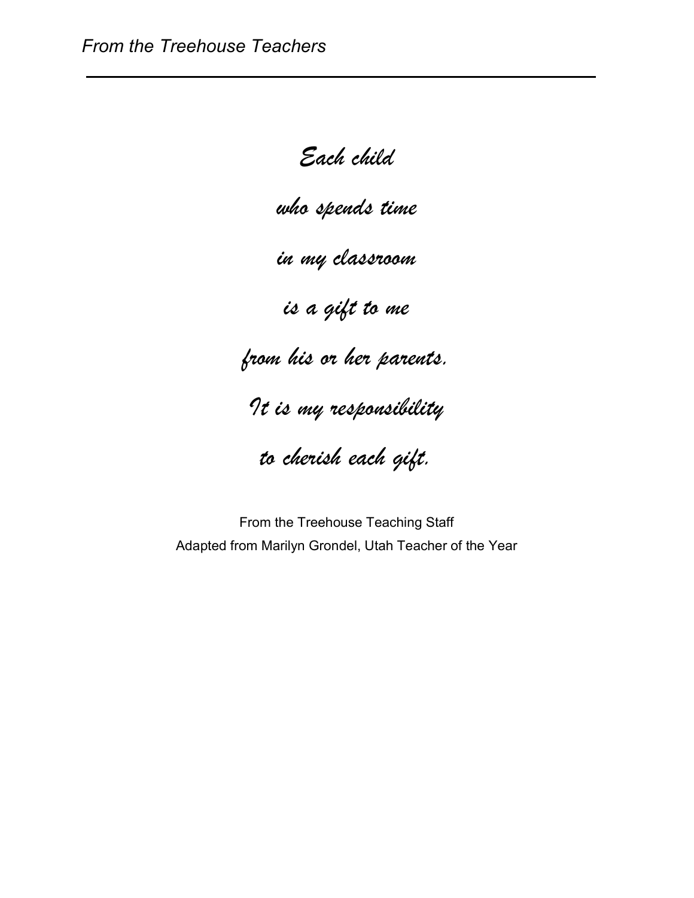*Each child*

*who spends time*

*in my classroom*

*is a gift to me*

*from his or her parents.*

*It is my responsibility*

*to cherish each gift.*

From the Treehouse Teaching Staff
Adapted from Marilyn Grondel, Utah Teacher of the Year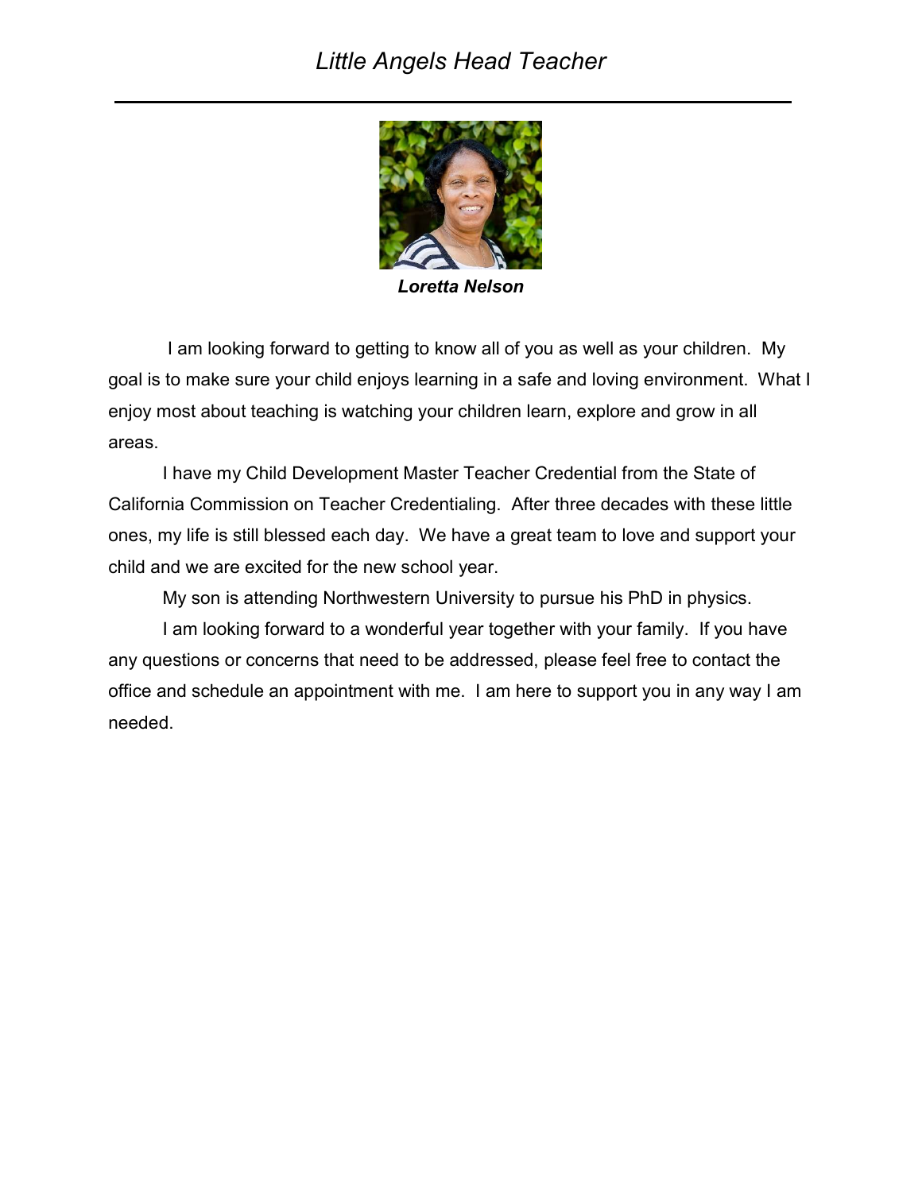# *Little Angels Head Teacher*

***Loretta Nelson***

I am looking forward to getting to know all of you as well as your children. My goal is to make sure your child enjoys learning in a safe and loving environment. What I enjoy most about teaching is watching your children learn, explore and grow in all areas.

I have my Child Development Master Teacher Credential from the State of California Commission on Teacher Credentialing. After three decades with these little ones, my life is still blessed each day. We have a great team to love and support your child and we are excited for the new school year.

My son is attending Northwestern University to pursue his PhD in physics.

I am looking forward to a wonderful year together with your family. If you have any questions or concerns that need to be addressed, please feel free to contact the office and schedule an appointment with me. I am here to support you in any way I am needed.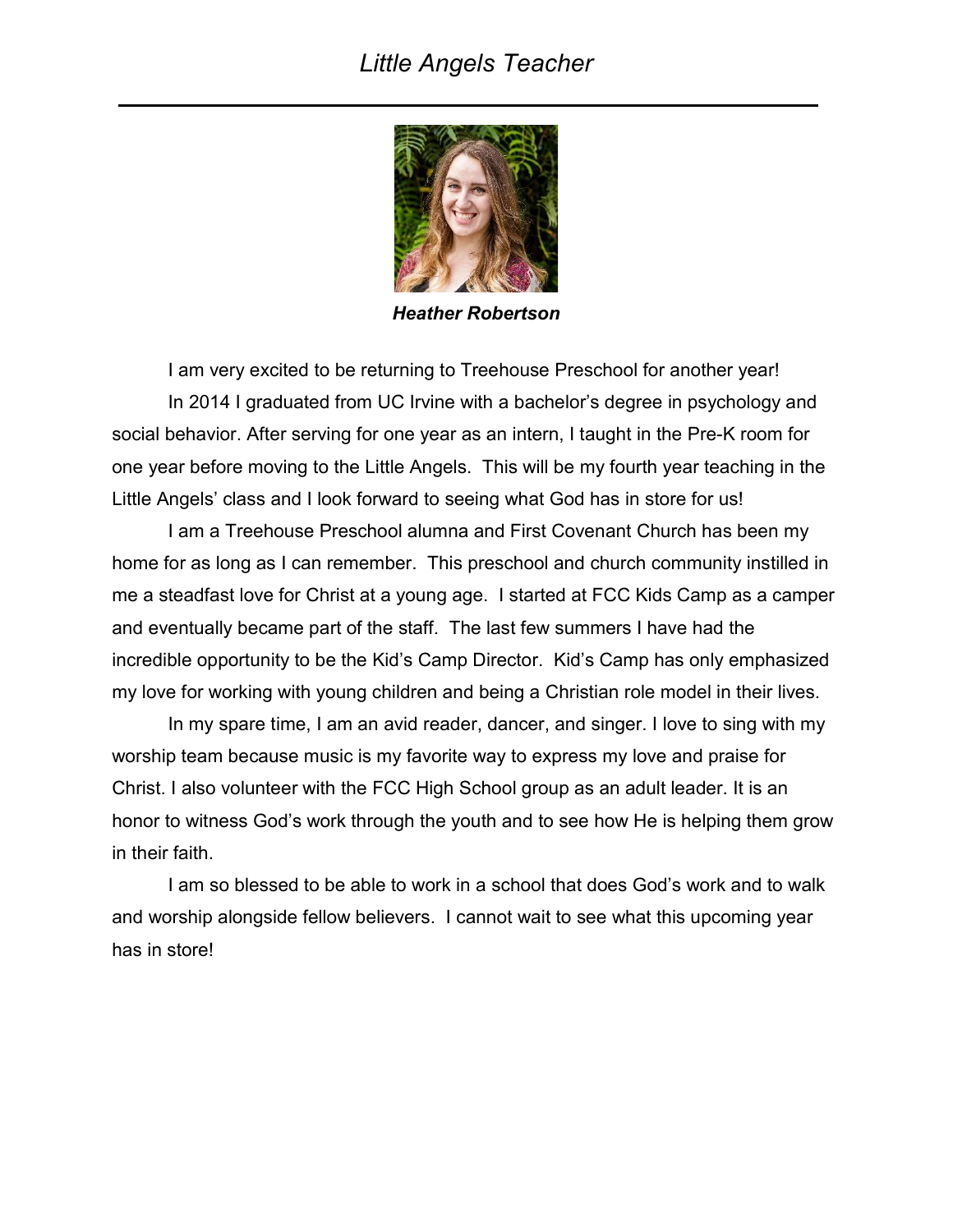# *Little Angels Teacher*

***Heather Robertson***

I am very excited to be returning to Treehouse Preschool for another year!

In 2014 I graduated from UC Irvine with a bachelor's degree in psychology and social behavior. After serving for one year as an intern, I taught in the Pre-K room for one year before moving to the Little Angels. This will be my fourth year teaching in the Little Angels' class and I look forward to seeing what God has in store for us!

I am a Treehouse Preschool alumna and First Covenant Church has been my home for as long as I can remember. This preschool and church community instilled in me a steadfast love for Christ at a young age. I started at FCC Kids Camp as a camper and eventually became part of the staff. The last few summers I have had the incredible opportunity to be the Kid's Camp Director. Kid's Camp has only emphasized my love for working with young children and being a Christian role model in their lives.

In my spare time, I am an avid reader, dancer, and singer. I love to sing with my worship team because music is my favorite way to express my love and praise for Christ. I also volunteer with the FCC High School group as an adult leader. It is an honor to witness God's work through the youth and to see how He is helping them grow in their faith.

I am so blessed to be able to work in a school that does God's work and to walk and worship alongside fellow believers. I cannot wait to see what this upcoming year has in store!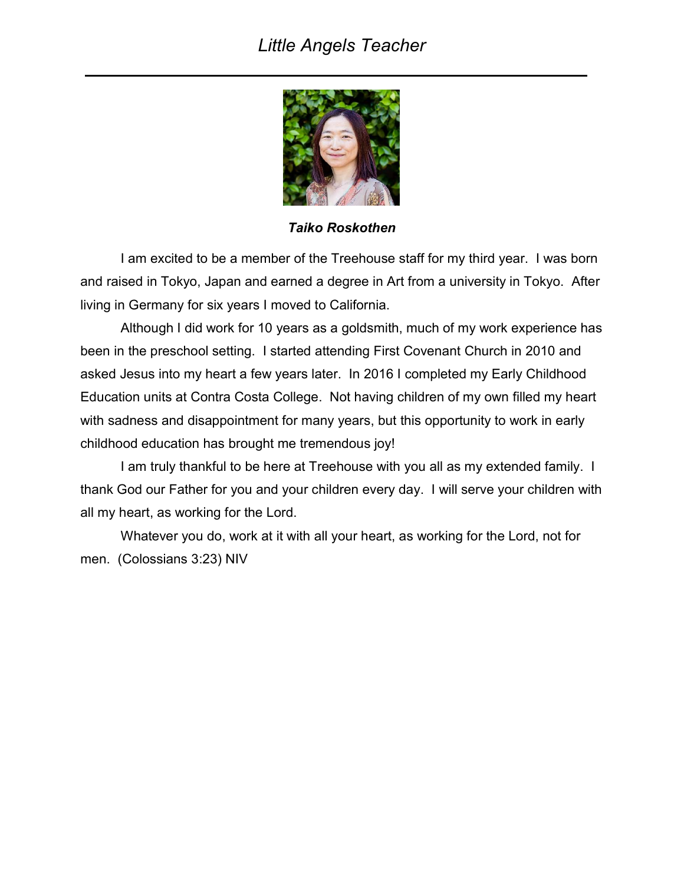# *Little Angels Teacher*

***Taiko Roskothen***

I am excited to be a member of the Treehouse staff for my third year. I was born and raised in Tokyo, Japan and earned a degree in Art from a university in Tokyo. After living in Germany for six years I moved to California.

Although I did work for 10 years as a goldsmith, much of my work experience has been in the preschool setting. I started attending First Covenant Church in 2010 and asked Jesus into my heart a few years later. In 2016 I completed my Early Childhood Education units at Contra Costa College. Not having children of my own filled my heart with sadness and disappointment for many years, but this opportunity to work in early childhood education has brought me tremendous joy!

I am truly thankful to be here at Treehouse with you all as my extended family. I thank God our Father for you and your children every day. I will serve your children with all my heart, as working for the Lord.

Whatever you do, work at it with all your heart, as working for the Lord, not for men. (Colossians 3:23) NIV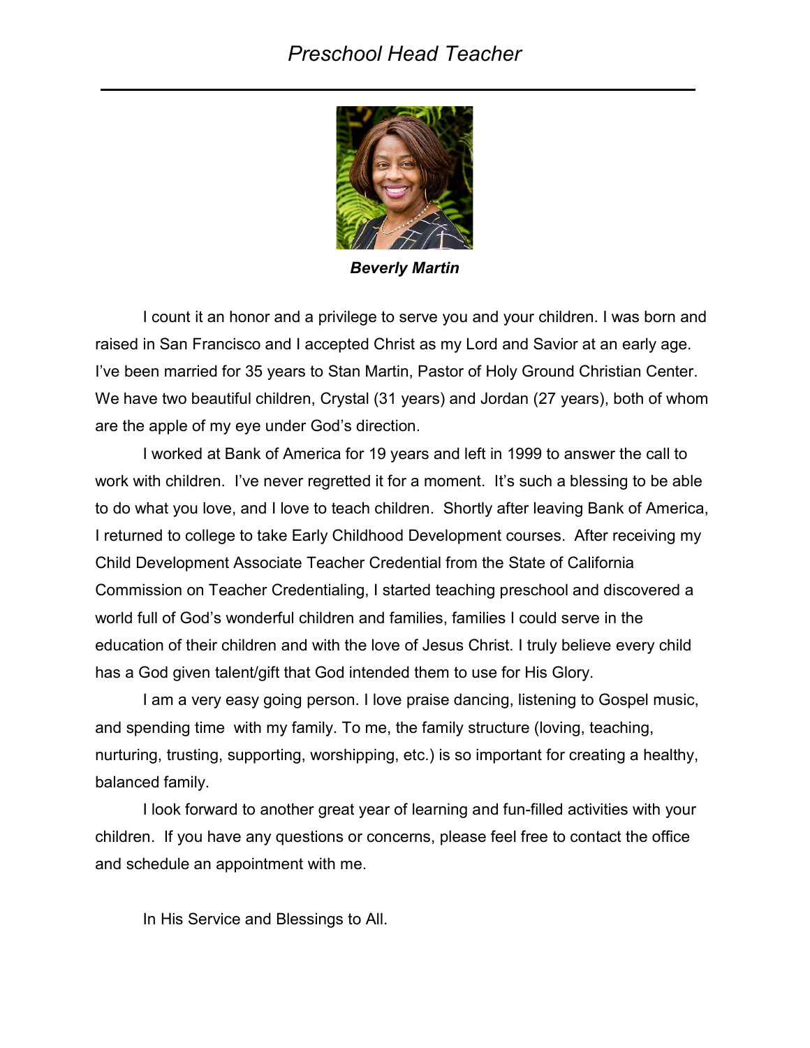# *Preschool Head Teacher*

***Beverly Martin***

I count it an honor and a privilege to serve you and your children. I was born and raised in San Francisco and I accepted Christ as my Lord and Savior at an early age. I've been married for 35 years to Stan Martin, Pastor of Holy Ground Christian Center. We have two beautiful children, Crystal (31 years) and Jordan (27 years), both of whom are the apple of my eye under God's direction.

I worked at Bank of America for 19 years and left in 1999 to answer the call to work with children. I've never regretted it for a moment. It's such a blessing to be able to do what you love, and I love to teach children. Shortly after leaving Bank of America, I returned to college to take Early Childhood Development courses. After receiving my Child Development Associate Teacher Credential from the State of California Commission on Teacher Credentialing, I started teaching preschool and discovered a world full of God's wonderful children and families, families I could serve in the education of their children and with the love of Jesus Christ. I truly believe every child has a God given talent/gift that God intended them to use for His Glory.

I am a very easy going person. I love praise dancing, listening to Gospel music, and spending time with my family. To me, the family structure (loving, teaching, nurturing, trusting, supporting, worshipping, etc.) is so important for creating a healthy, balanced family.

I look forward to another great year of learning and fun-filled activities with your children. If you have any questions or concerns, please feel free to contact the office and schedule an appointment with me.

In His Service and Blessings to All.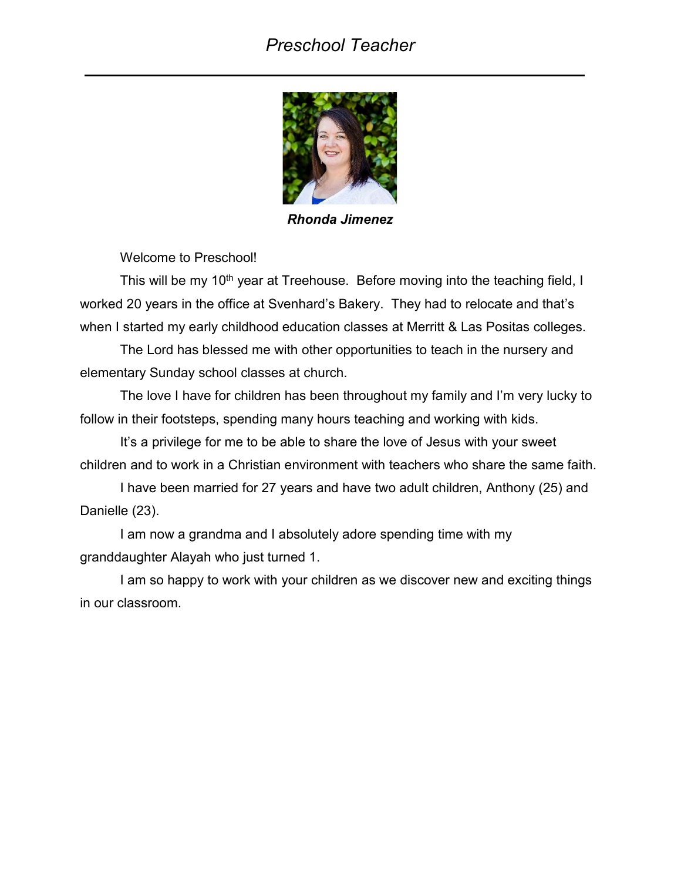# *Preschool Teacher*

***Rhonda Jimenez***

Welcome to Preschool!

This will be my 10th year at Treehouse. Before moving into the teaching field, I worked 20 years in the office at Svenhard's Bakery. They had to relocate and that's when I started my early childhood education classes at Merritt & Las Positas colleges.

The Lord has blessed me with other opportunities to teach in the nursery and elementary Sunday school classes at church.

The love I have for children has been throughout my family and I'm very lucky to follow in their footsteps, spending many hours teaching and working with kids.

It's a privilege for me to be able to share the love of Jesus with your sweet children and to work in a Christian environment with teachers who share the same faith.

I have been married for 27 years and have two adult children, Anthony (25) and Danielle (23).

I am now a grandma and I absolutely adore spending time with my granddaughter Alayah who just turned 1.

I am so happy to work with your children as we discover new and exciting things in our classroom.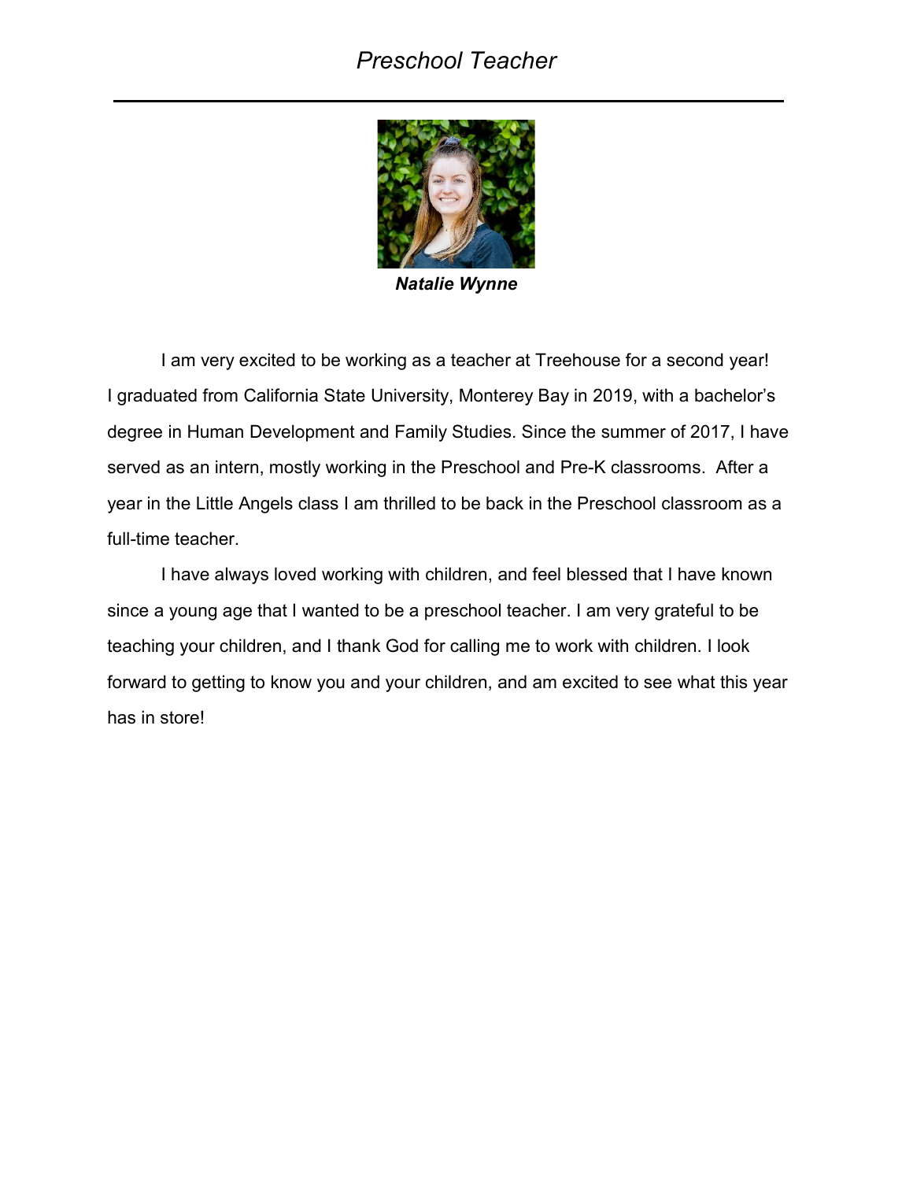# *Preschool Teacher*

***Natalie Wynne***

I am very excited to be working as a teacher at Treehouse for a second year! I graduated from California State University, Monterey Bay in 2019, with a bachelor's degree in Human Development and Family Studies. Since the summer of 2017, I have served as an intern, mostly working in the Preschool and Pre-K classrooms. After a year in the Little Angels class I am thrilled to be back in the Preschool classroom as a full-time teacher.

I have always loved working with children, and feel blessed that I have known since a young age that I wanted to be a preschool teacher. I am very grateful to be teaching your children, and I thank God for calling me to work with children. I look forward to getting to know you and your children, and am excited to see what this year has in store!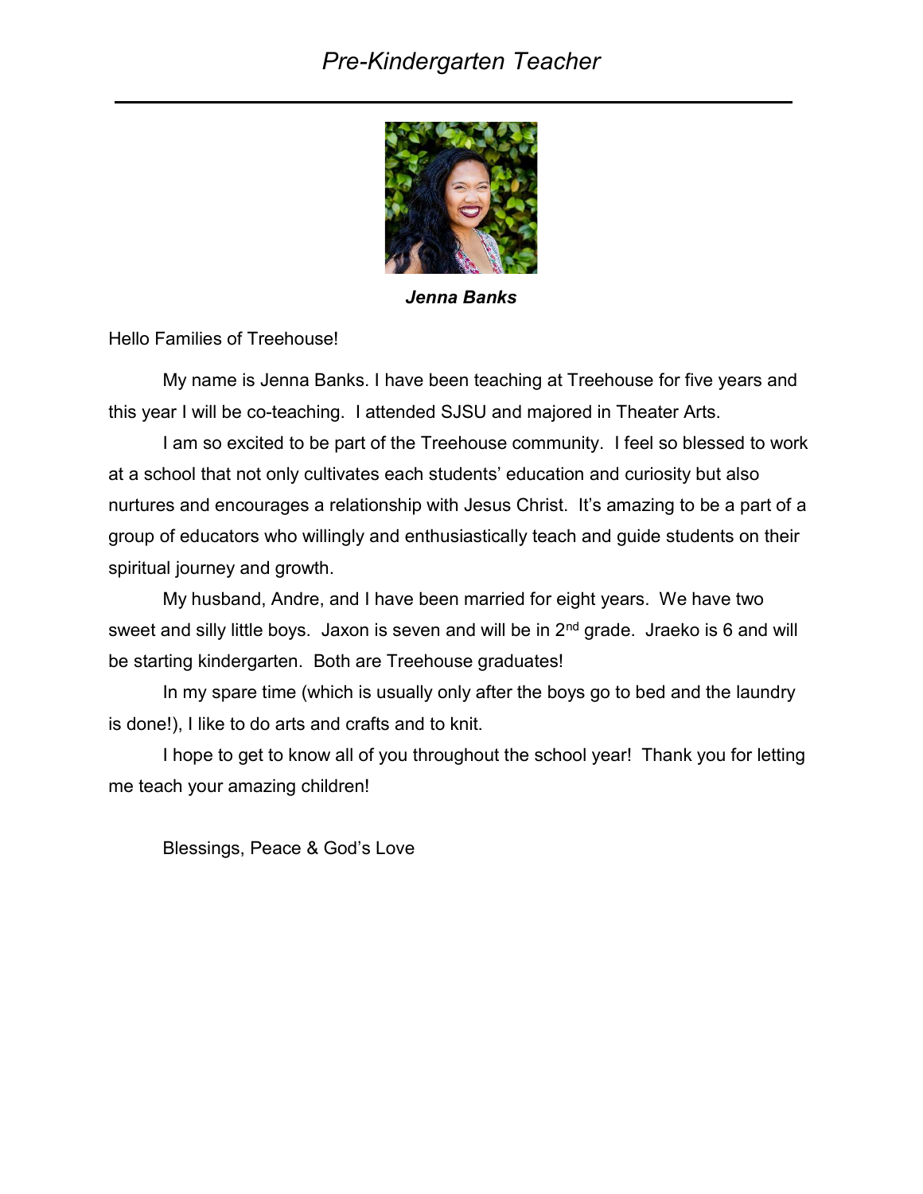# *Pre-Kindergarten Teacher*

***Jenna Banks***

Hello Families of Treehouse!

My name is Jenna Banks. I have been teaching at Treehouse for five years and this year I will be co-teaching. I attended SJSU and majored in Theater Arts.

I am so excited to be part of the Treehouse community. I feel so blessed to work at a school that not only cultivates each students' education and curiosity but also nurtures and encourages a relationship with Jesus Christ. It's amazing to be a part of a group of educators who willingly and enthusiastically teach and guide students on their spiritual journey and growth.

My husband, Andre, and I have been married for eight years. We have two sweet and silly little boys. Jaxon is seven and will be in 2nd grade. Jraeko is 6 and will be starting kindergarten. Both are Treehouse graduates!

In my spare time (which is usually only after the boys go to bed and the laundry is done!), I like to do arts and crafts and to knit.

I hope to get to know all of you throughout the school year! Thank you for letting me teach your amazing children!

Blessings, Peace & God's Love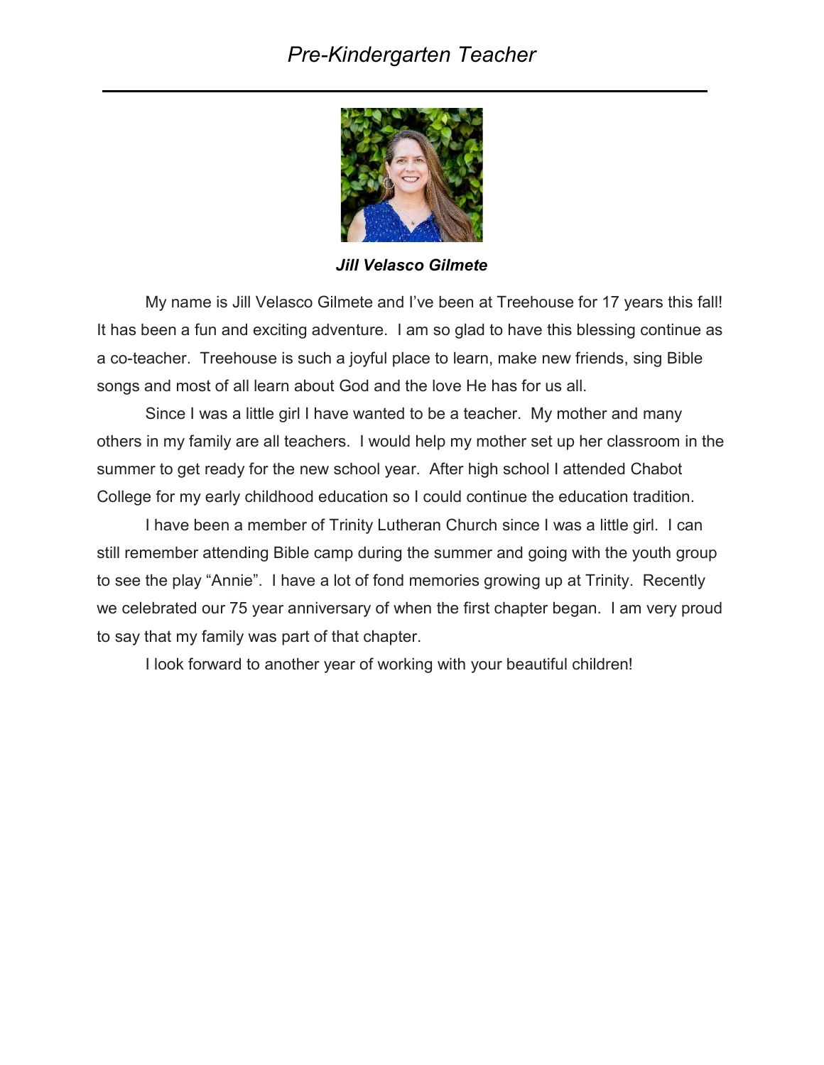# *Pre-Kindergarten Teacher*

***Jill Velasco Gilmete***

My name is Jill Velasco Gilmete and I've been at Treehouse for 17 years this fall! It has been a fun and exciting adventure. I am so glad to have this blessing continue as a co-teacher. Treehouse is such a joyful place to learn, make new friends, sing Bible songs and most of all learn about God and the love He has for us all.

Since I was a little girl I have wanted to be a teacher. My mother and many others in my family are all teachers. I would help my mother set up her classroom in the summer to get ready for the new school year. After high school I attended Chabot College for my early childhood education so I could continue the education tradition.

I have been a member of Trinity Lutheran Church since I was a little girl. I can still remember attending Bible camp during the summer and going with the youth group to see the play "Annie". I have a lot of fond memories growing up at Trinity. Recently we celebrated our 75 year anniversary of when the first chapter began. I am very proud to say that my family was part of that chapter.

I look forward to another year of working with your beautiful children!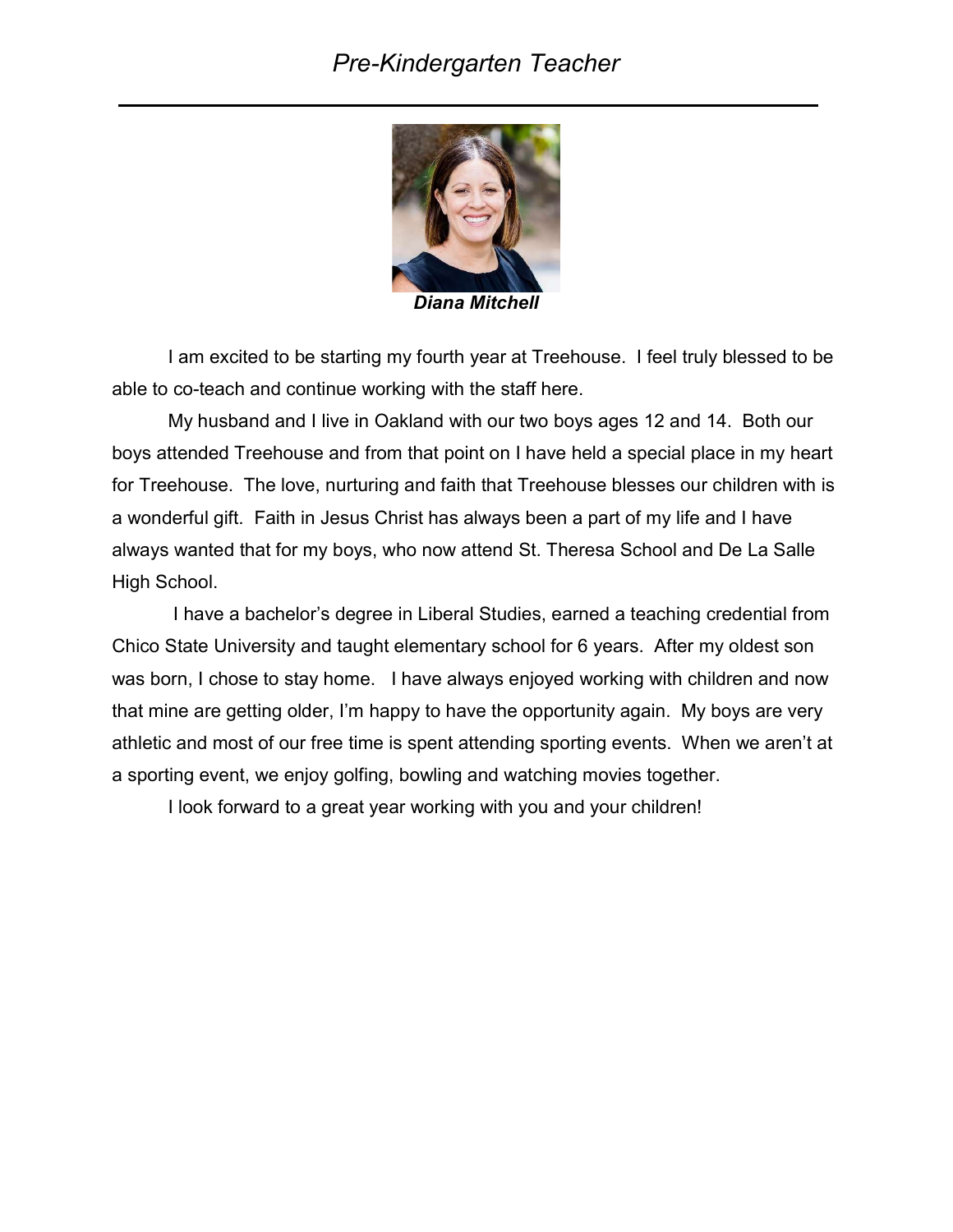# *Pre-Kindergarten Teacher*

***Diana Mitchell***

I am excited to be starting my fourth year at Treehouse. I feel truly blessed to be able to co-teach and continue working with the staff here.

My husband and I live in Oakland with our two boys ages 12 and 14. Both our boys attended Treehouse and from that point on I have held a special place in my heart for Treehouse. The love, nurturing and faith that Treehouse blesses our children with is a wonderful gift. Faith in Jesus Christ has always been a part of my life and I have always wanted that for my boys, who now attend St. Theresa School and De La Salle High School.

I have a bachelor's degree in Liberal Studies, earned a teaching credential from Chico State University and taught elementary school for 6 years. After my oldest son was born, I chose to stay home. I have always enjoyed working with children and now that mine are getting older, I'm happy to have the opportunity again. My boys are very athletic and most of our free time is spent attending sporting events. When we aren't at a sporting event, we enjoy golfing, bowling and watching movies together.

I look forward to a great year working with you and your children!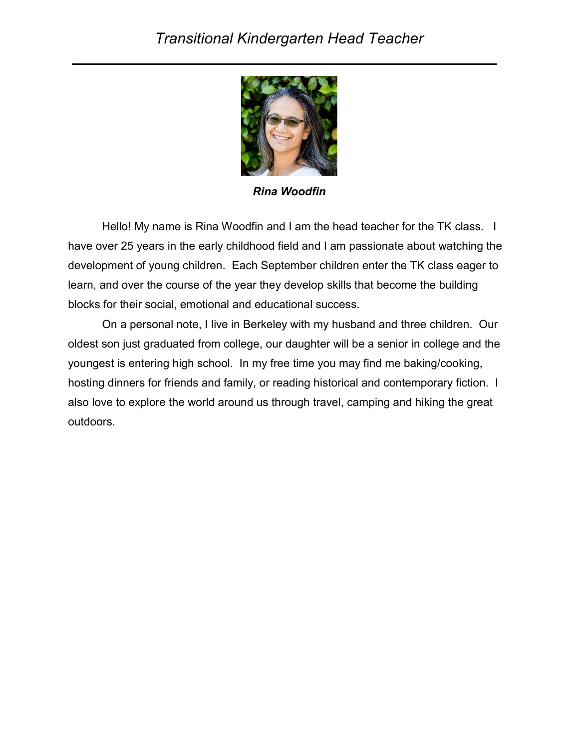# *Transitional Kindergarten Head Teacher*

***Rina Woodfin***

Hello! My name is Rina Woodfin and I am the head teacher for the TK class. I have over 25 years in the early childhood field and I am passionate about watching the development of young children. Each September children enter the TK class eager to learn, and over the course of the year they develop skills that become the building blocks for their social, emotional and educational success.

On a personal note, I live in Berkeley with my husband and three children. Our oldest son just graduated from college, our daughter will be a senior in college and the youngest is entering high school. In my free time you may find me baking/cooking, hosting dinners for friends and family, or reading historical and contemporary fiction. I also love to explore the world around us through travel, camping and hiking the great outdoors.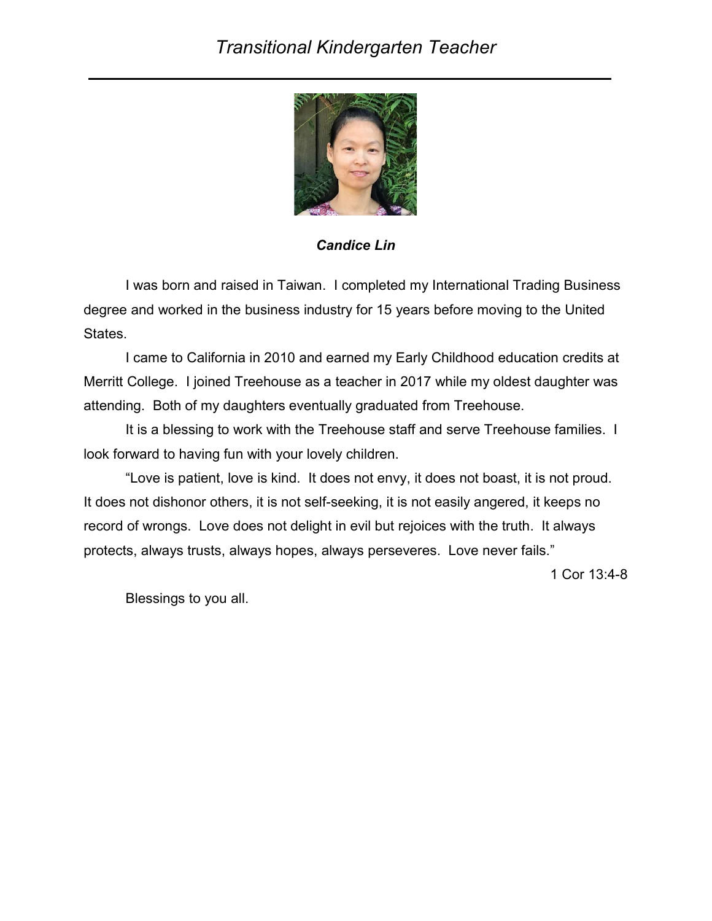# *Transitional Kindergarten Teacher*

***Candice Lin***

I was born and raised in Taiwan. I completed my International Trading Business degree and worked in the business industry for 15 years before moving to the United States.

I came to California in 2010 and earned my Early Childhood education credits at Merritt College. I joined Treehouse as a teacher in 2017 while my oldest daughter was attending. Both of my daughters eventually graduated from Treehouse.

It is a blessing to work with the Treehouse staff and serve Treehouse families. I look forward to having fun with your lovely children.

"Love is patient, love is kind. It does not envy, it does not boast, it is not proud. It does not dishonor others, it is not self-seeking, it is not easily angered, it keeps no record of wrongs. Love does not delight in evil but rejoices with the truth. It always protects, always trusts, always hopes, always perseveres. Love never fails."

1 Cor 13:4-8

Blessings to you all.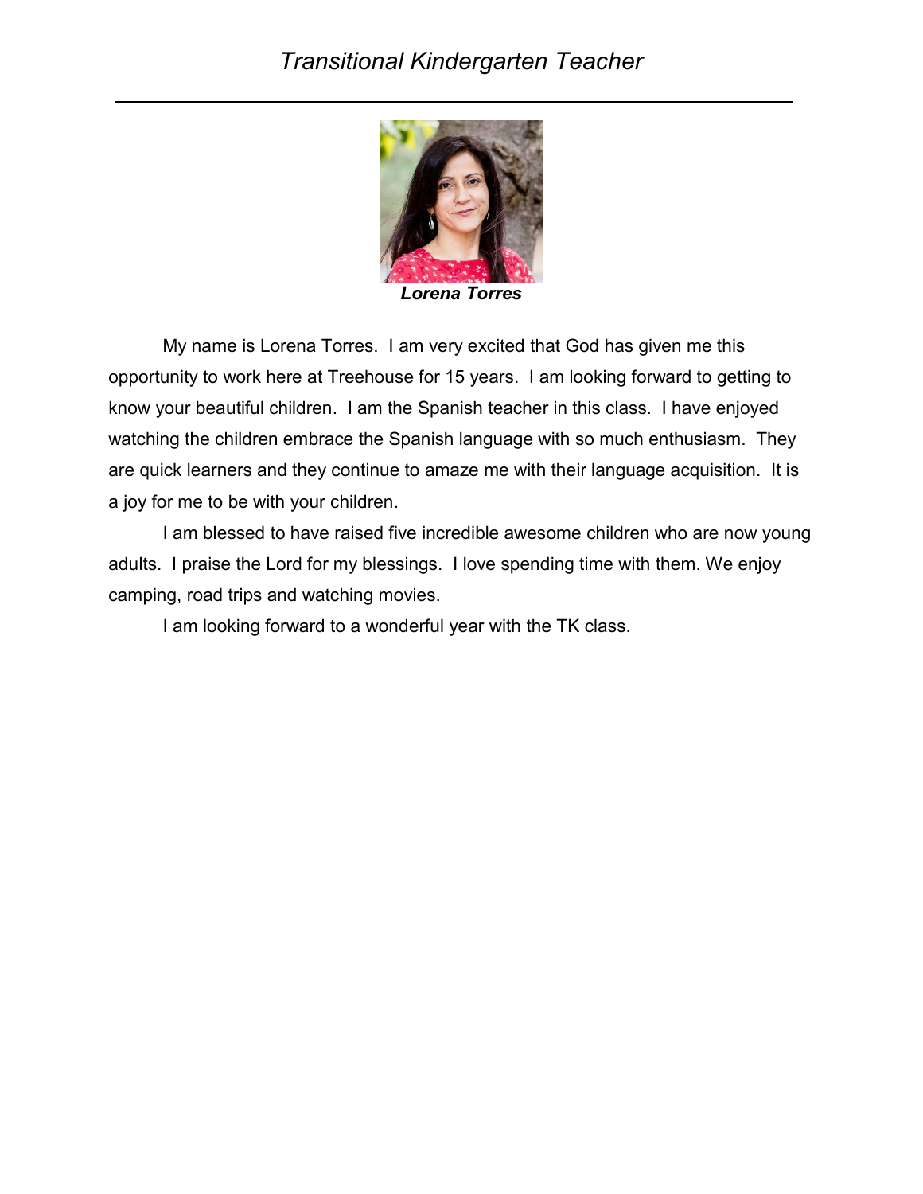# *Transitional Kindergarten Teacher*

***Lorena Torres***

My name is Lorena Torres. I am very excited that God has given me this opportunity to work here at Treehouse for 15 years. I am looking forward to getting to know your beautiful children. I am the Spanish teacher in this class. I have enjoyed watching the children embrace the Spanish language with so much enthusiasm. They are quick learners and they continue to amaze me with their language acquisition. It is a joy for me to be with your children.

I am blessed to have raised five incredible awesome children who are now young adults. I praise the Lord for my blessings. I love spending time with them. We enjoy camping, road trips and watching movies.

I am looking forward to a wonderful year with the TK class.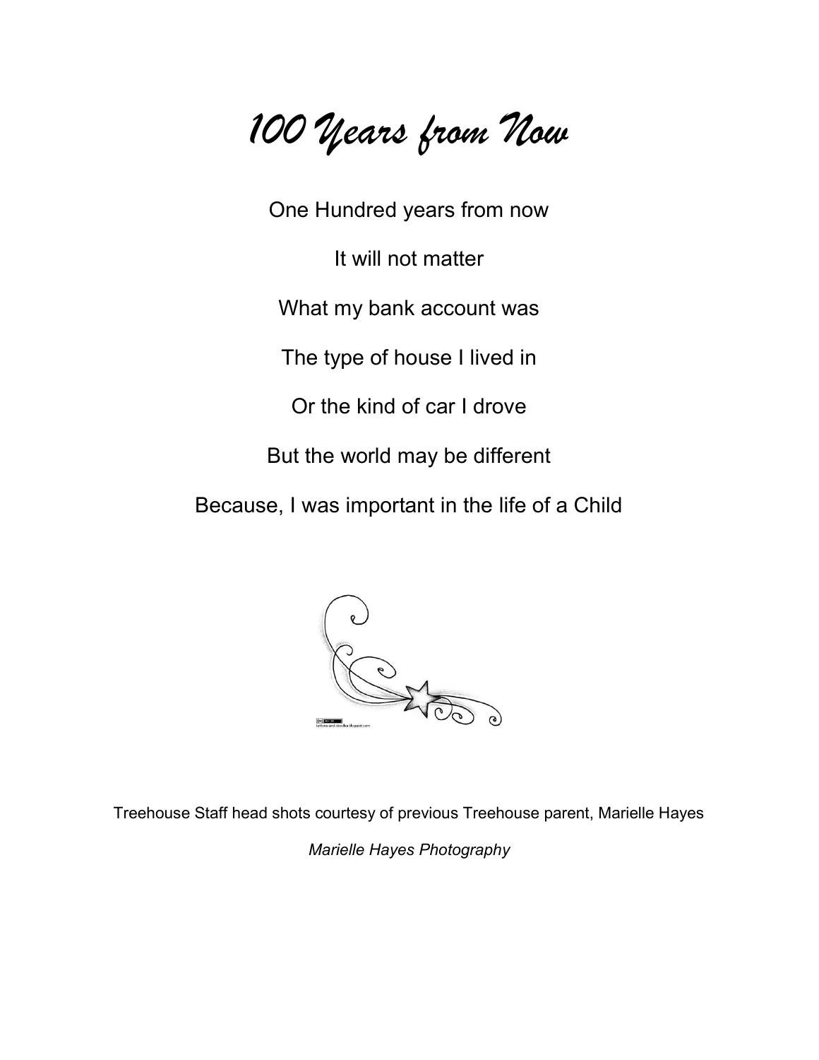# *100 Years from Now*

One Hundred years from now

It will not matter

What my bank account was

The type of house I lived in

Or the kind of car I drove

But the world may be different

Because, I was important in the life of a Child

Treehouse Staff head shots courtesy of previous Treehouse parent, Marielle Hayes

*Marielle Hayes Photography*